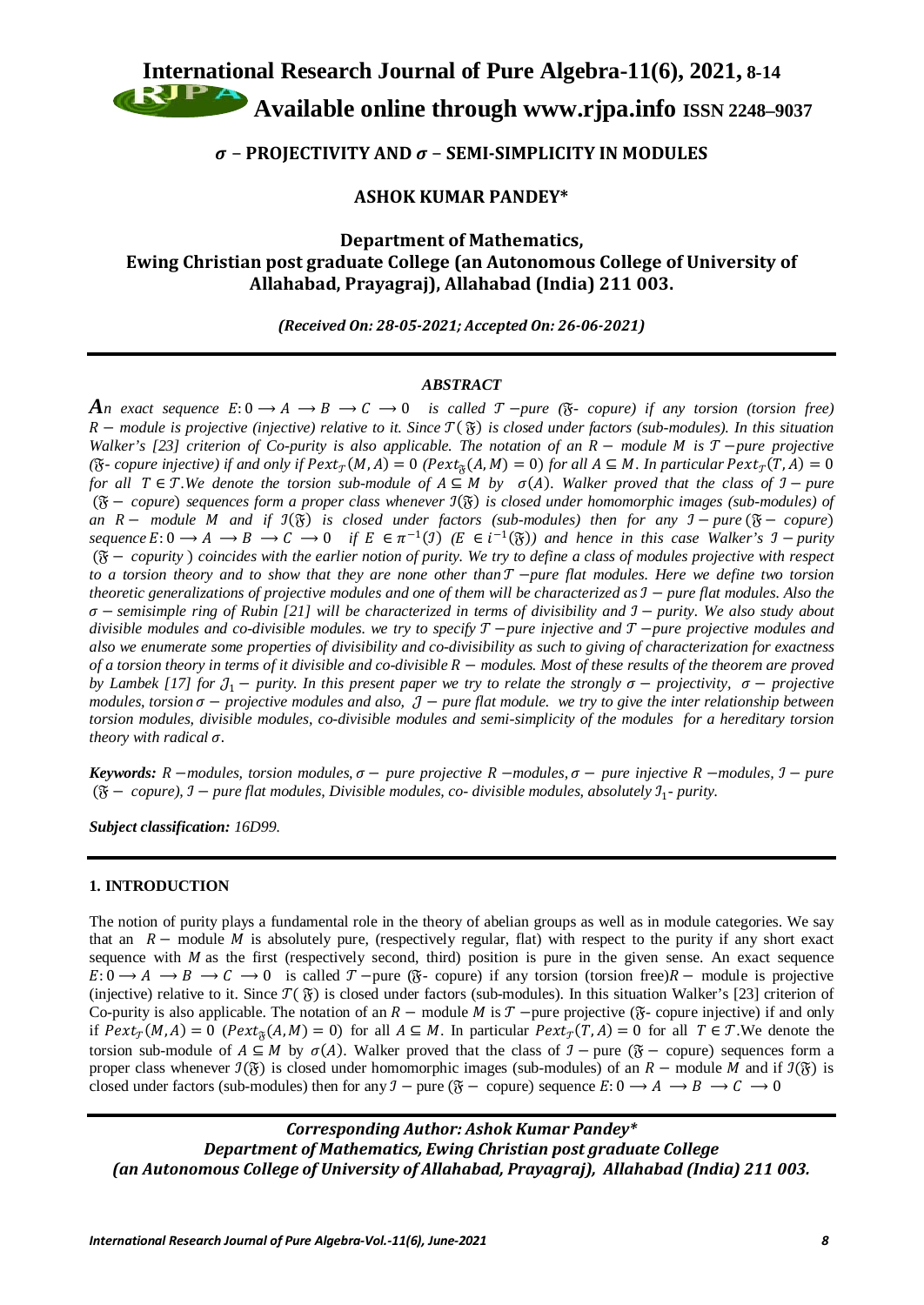# $\sigma$ – PROJECTIVITY AND $\sigma$ – SEMI-SIMPLICITY IN MODULES

**ASHOK KUMAR PANDEY***

**Department of Mathematics,**
**Ewing Christian post graduate College (an Autonomous College of University of Allahabad, Prayagraj), Allahabad (India) 211 003.**

*(Received On: 28-05-2021; Accepted On: 26-06-2021)*

---

## *ABSTRACT*

*An exact sequence $E: 0 \longrightarrow A \longrightarrow B \longrightarrow C \longrightarrow 0$ is called $\mathcal{T}$ –pure ($\mathfrak{F}$- copure) if any torsion (torsion free) $R$ – module is projective (injective) relative to it. Since $\mathcal{T}(\mathfrak{F})$ is closed under factors (sub-modules). In this situation Walker's [23] criterion of Co-purity is also applicable. The notation of an $R$ – module $M$ is $\mathcal{T}$ –pure projective ($\mathfrak{F}$- copure injective) if and only if $Pext_{\mathcal{T}}(M, A) = 0$ ($Pext_{\mathfrak{F}}(A, M) = 0$) for all $A \subseteq M$. In particular $Pext_{\mathcal{T}}(T, A) = 0$ for all $T \in \mathcal{T}$. We denote the torsion sub-module of $A \subseteq M$ by $\sigma(A)$. Walker proved that the class of $\mathcal{I}$ – pure ($\mathfrak{F}$ – copure) sequences form a proper class whenever $\mathcal{I}(\mathfrak{F})$ is closed under homomorphic images (sub-modules) of an $R$ – module $M$ and if $\mathcal{I}(\mathfrak{F})$ is closed under factors (sub-modules) then for any $\mathcal{I}$ – pure ($\mathfrak{F}$ – copure) sequence $E: 0 \longrightarrow A \longrightarrow B \longrightarrow C \longrightarrow 0$ if $E \in \pi^{-1}(\mathcal{I})$ ($E \in i^{-1}(\mathfrak{F})$) and hence in this case Walker's $\mathcal{I}$ – purity ($\mathfrak{F}$ – copurity) coincides with the earlier notion of purity. We try to define a class of modules projective with respect to a torsion theory and to show that they are none other than $\mathcal{T}$ –pure flat modules. Here we define two torsion theoretic generalizations of projective modules and one of them will be characterized as $\mathcal{I}$ – pure flat modules. Also the $\sigma$ – semisimple ring of Rubin [21] will be characterized in terms of divisibility and $\mathcal{I}$ – purity. We also study about divisible modules and co-divisible modules. we try to specify $\mathcal{T}$ –pure injective and $\mathcal{T}$ –pure projective modules and also we enumerate some properties of divisibility and co-divisibility as such to giving of characterization for exactness of a torsion theory in terms of it divisible and co-divisible $R$ – modules. Most of these results of the theorem are proved by Lambek [17] for $\mathcal{J}_1$ – purity. In this present paper we try to relate the strongly $\sigma$ – projectivity, $\sigma$ – projective modules, torsion $\sigma$ – projective modules and also, $\mathcal{J}$ – pure flat module. we try to give the inter relationship between torsion modules, divisible modules, co-divisible modules and semi-simplicity of the modules for a hereditary torsion theory with radical $\sigma$.*

***Keywords:*** *$R$ –modules, torsion modules, $\sigma$ – pure projective $R$ –modules, $\sigma$ – pure injective $R$ –modules, $\mathcal{I}$ – pure ($\mathfrak{F}$ – copure), $\mathcal{I}$ – pure flat modules, Divisible modules, co- divisible modules, absolutely $\mathcal{I}_1$- purity.*

***Subject classification:*** *16D99.*

---

## 1. INTRODUCTION

The notion of purity plays a fundamental role in the theory of abelian groups as well as in module categories. We say that an $R$ – module $M$ is absolutely pure, (respectively regular, flat) with respect to the purity if any short exact sequence with $M$ as the first (respectively second, third) position is pure in the given sense. An exact sequence $E: 0 \longrightarrow A \longrightarrow B \longrightarrow C \longrightarrow 0$ is called $\mathcal{T}$ –pure ($\mathfrak{F}$- copure) if any torsion (torsion free) $R$ – module is projective (injective) relative to it. Since $\mathcal{T}(\mathfrak{F})$ is closed under factors (sub-modules). In this situation Walker's [23] criterion of Co-purity is also applicable. The notation of an $R$ – module $M$ is $\mathcal{T}$ –pure projective ($\mathfrak{F}$- copure injective) if and only if $Pext_{\mathcal{T}}(M, A) = 0$ ($Pext_{\mathfrak{F}}(A, M) = 0$) for all $A \subseteq M$. In particular $Pext_{\mathcal{T}}(T, A) = 0$ for all $T \in \mathcal{T}$. We denote the torsion sub-module of $A \subseteq M$ by $\sigma(A)$. Walker proved that the class of $\mathcal{I}$ – pure ($\mathfrak{F}$ – copure) sequences form a proper class whenever $\mathcal{I}(\mathfrak{F})$ is closed under homomorphic images (sub-modules) of an $R$ – module $M$ and if $\mathcal{I}(\mathfrak{F})$ is closed under factors (sub-modules) then for any $\mathcal{I}$ – pure ($\mathfrak{F}$ – copure) sequence $E: 0 \longrightarrow A \longrightarrow B \longrightarrow C \longrightarrow 0$

---

***Corresponding Author: Ashok Kumar Pandey****
***Department of Mathematics, Ewing Christian post graduate College***
***(an Autonomous College of University of Allahabad, Prayagraj), Allahabad (India) 211 003.***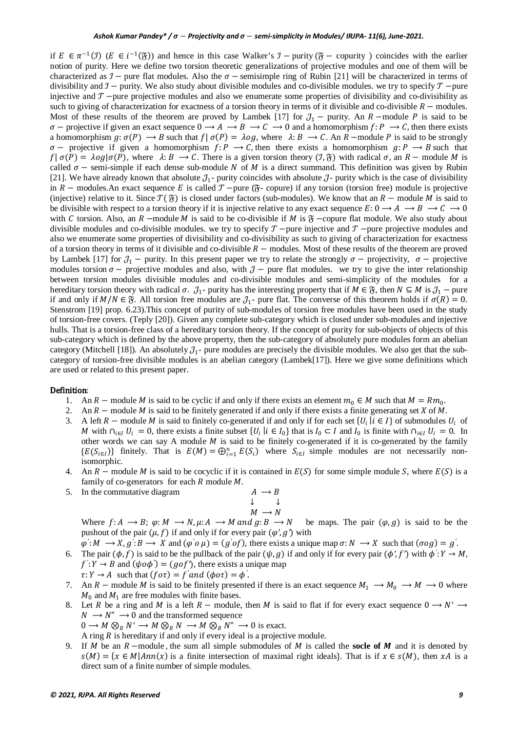if $E \in \pi^{-1}(\mathcal{I})$ $(E \in i^{-1}(\mathfrak{F}))$ and hence in this case Walker's $\mathcal{I}$ − purity ($\mathfrak{F}$ − copurity ) coincides with the earlier notion of purity. Here we define two torsion theoretic generalizations of projective modules and one of them will be characterized as $\mathcal{I}$ − pure flat modules. Also the $\sigma$ − semisimple ring of Rubin [21] will be characterized in terms of divisibility and $\mathcal{I}$ − purity. We also study about divisible modules and co-divisible modules. we try to specify $\mathcal{T}$ −pure injective and $\mathcal{T}$ −pure projective modules and also we enumerate some properties of divisibility and co-divisibility as such to giving of characterization for exactness of a torsion theory in terms of it divisible and co-divisible $R$ − modules. Most of these results of the theorem are proved by Lambek [17] for $\mathcal{J}_1$ − purity. An $R$ −module $P$ is said to be $\sigma$ − projective if given an exact sequence $0 \longrightarrow A \longrightarrow B \longrightarrow C \longrightarrow 0$ and a homomorphism $f: P \longrightarrow C$, then there exists a homomorphism $g: \sigma(P) \longrightarrow B$ such that $f|\ \sigma(P) = \lambda o g$, where $\lambda: B \longrightarrow C$. An $R$ −module $P$ is said to be strongly $\sigma$ − projective if given a homomorphism $f: P \longrightarrow C$, then there exists a homomorphism $g: P \longrightarrow B$ such that $f|\ \sigma(P) = \lambda o g|\sigma(P)$, where $\lambda: B \longrightarrow C$. There is a given torsion theory $(\mathcal{I}, \mathfrak{F})$ with radical $\sigma$, an $R$ − module $M$ is called $\sigma$ − semi-simple if each dense sub-module $N$ of $M$ is a direct summand. This definition was given by Rubin [21]. We have already known that absolute $\mathcal{J}_1$- purity coincides with absolute $\mathcal{J}$- purity which is the case of divisibility in $R$ − modules.An exact sequence $E$ is called $\mathcal{T}$ −pure ($\mathfrak{F}$- copure) if any torsion (torsion free) module is projective (injective) relative to it. Since $\mathcal{T}(\mathfrak{F})$ is closed under factors (sub-modules). We know that an $R$ − module $M$ is said to be divisible with respect to a torsion theory if it is injective relative to any exact sequence $E: 0 \longrightarrow A \longrightarrow B \longrightarrow C \longrightarrow 0$ with $C$ torsion. Also, an $R$ −module $M$ is said to be co-divisible if $M$ is $\mathfrak{F}$ −copure flat module. We also study about divisible modules and co-divisible modules. we try to specify $\mathcal{T}$ −pure injective and $\mathcal{T}$ −pure projective modules and also we enumerate some properties of divisibility and co-divisibility as such to giving of characterization for exactness of a torsion theory in terms of it divisible and co-divisible $R$ − modules. Most of these results of the theorem are proved by Lambek [17] for $\mathcal{J}_1$ − purity. In this present paper we try to relate the strongly $\sigma$ − projectivity, $\sigma$ − projective modules torsion $\sigma$ − projective modules and also, with $\mathcal{J}$ − pure flat modules. we try to give the inter relationship between torsion modules divisible modules and co-divisible modules and semi-simplicity of the modules for a hereditary torsion theory with radical $\sigma$. $\mathcal{J}_1$- purity has the interesting property that if $M \in \mathfrak{F}$, then $N \subseteq M$ is $\mathcal{J}_1$ − pure if and only if $M/N \in \mathfrak{F}$. All torsion free modules are $\mathcal{J}_1$- pure flat. The converse of this theorem holds if $\sigma(R) = 0$. Stenstrom [19] prop. 6.23).This concept of purity of sub-modules of torsion free modules have been used in the study of torsion-free covers. (Teply [20]). Given any complete sub-category which is closed under sub-modules and injective hulls. That is a torsion-free class of a hereditary torsion theory. If the concept of purity for sub-objects of objects of this sub-category which is defined by the above property, then the sub-category of absolutely pure modules form an abelian category (Mitchell [18]). An absolutely $\mathcal{J}_1$- pure modules are precisely the divisible modules. We also get that the sub-category of torsion-free divisible modules is an abelian category (Lambek[17]). Here we give some definitions which are used or related to this present paper.

**Definition**:

1. An $R$ − module $M$ is said to be cyclic if and only if there exists an element $m_0 \in M$ such that $M = Rm_0$.
2. An $R$ − module $M$ is said to be finitely generated if and only if there exists a finite generating set $X$ of $M$.
3. A left $R$ − module $M$ is said to finitely co-generated if and only if for each set $\{U_i \mid i \in I\}$ of submodules $U_i$ of $M$ with $\cap_{i\in I} U_i = 0$, there exists a finite subset $\{U_i \mid i \in I_0\}$ that is $I_0 \subset I$ and $I_0$ is finite with $\cap_{i\in I} U_i = 0$. In other words we can say A module $M$ is said to be finitely co-generated if it is co-generated by the family $\{E(S_{i\in I})\}$ finitely. That is $E(M) = \bigoplus_{i=1}^{n} E(S_i)$ where $S_{i\in I}$ simple modules are not necessarily non-isomorphic.
4. An $R$ − module $M$ is said to be cocyclic if it is contained in $E(S)$ for some simple module $S$, where $E(S)$ is a family of co-generators for each $R$ module $M$.
5. In the commutative diagram
$$\begin{array}{ccc} A & \longrightarrow & B \\ \downarrow & & \downarrow \\ M & \longrightarrow & N \end{array}$$
Where $f: A \longrightarrow B$; $\varphi: M \longrightarrow N, \mu: A \longrightarrow M$ *and* $g: B \longrightarrow N$ be maps. The pair $(\varphi, g)$ is said to be the pushout of the pair $(\mu, f)$ if and only if for every pair $(\varphi', g')$ with $\varphi': M \longrightarrow X, g': B \longrightarrow X$ and $(\varphi' o\, \mu) = (g' o f)$, there exists a unique map $\sigma: N \longrightarrow X$ such that $(\sigma o g) = g'$.
6. The pair $(\phi, f)$ is said to be the pullback of the pair $(\psi, g)$ if and only if for every pair $(\phi', f')$ with $\phi': Y \to M$, $f': Y \to B$ and $(\psi o \phi') = (g o f')$, there exists a unique map $\tau: Y \to A$ such that $(f o \tau) = f'$ *and* $(\phi o \tau) = \phi'$.
7. An $R$ − module $M$ is said to be finitely presented if there is an exact sequence $M_1 \longrightarrow M_0 \longrightarrow M \longrightarrow 0$ where $M_0$ and $M_1$ are free modules with finite bases.
8. Let $R$ be a ring and $M$ is a left $R$ − module, then $M$ is said to flat if for every exact sequence $0 \longrightarrow N' \longrightarrow N \longrightarrow N'' \longrightarrow 0$ and the transformed sequence $0 \longrightarrow M \otimes_R N' \longrightarrow M \otimes_R N \longrightarrow M \otimes_R N'' \longrightarrow 0$ is exact.
A ring $R$ is hereditary if and only if every ideal is a projective module.
9. If $M$ be an $R$ −module , the sum all simple submodules of $M$ is called the **socle of $M$** and it is denoted by $s(M) = \{x \in M \mid Ann(x)$ is a finite intersection of maximal right ideals$\}$. That is if $x \in s(M)$, then $xA$ is a direct sum of a finite number of simple modules.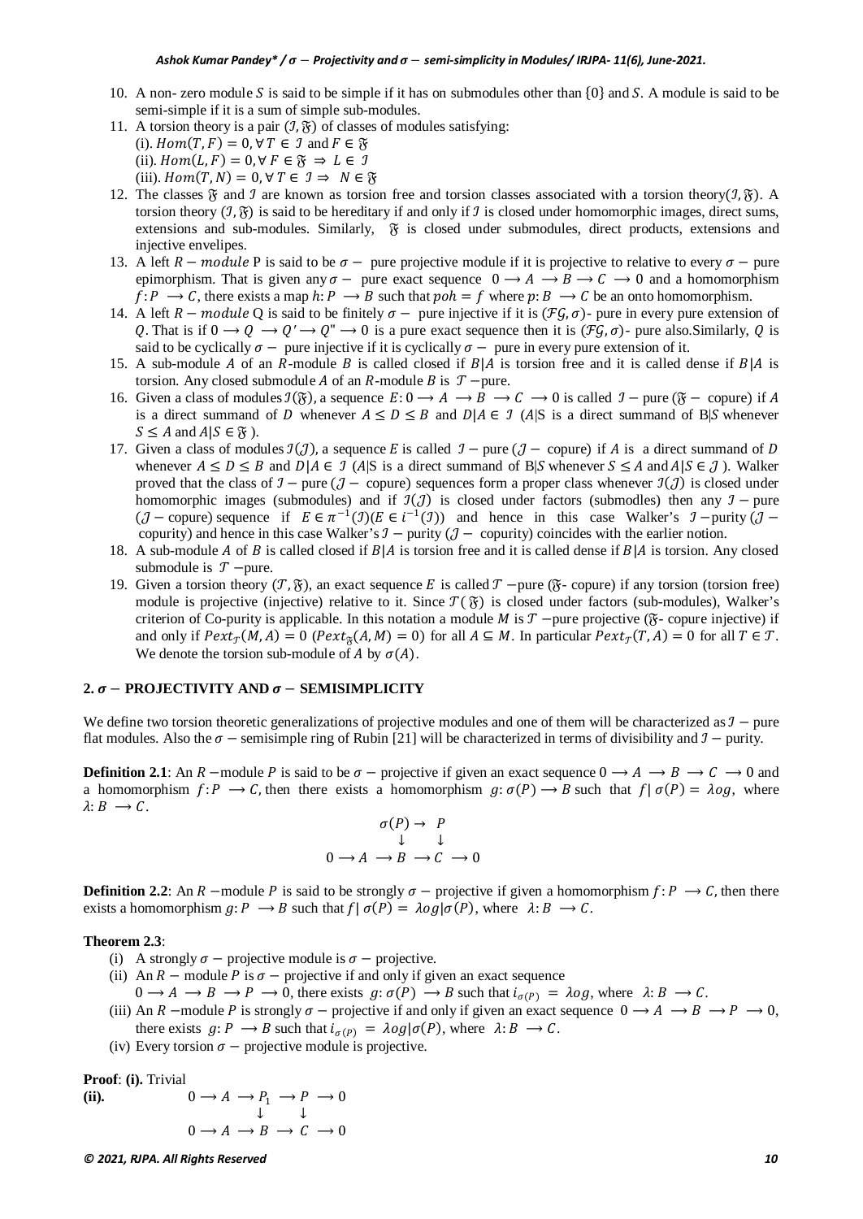10. A non- zero module $S$ is said to be simple if it has on submodules other than $\{0\}$ and $S$. A module is said to be semi-simple if it is a sum of simple sub-modules.
11. A torsion theory is a pair $(\mathcal{I}, \mathfrak{F})$ of classes of modules satisfying:
    (i). $Hom(T, F) = 0, \forall T \in \mathcal{I}$ and $F \in \mathfrak{F}$
    (ii). $Hom(L, F) = 0, \forall F \in \mathfrak{F} \Rightarrow L \in \mathcal{I}$
    (iii). $Hom(T, N) = 0, \forall T \in \mathcal{I} \Rightarrow N \in \mathfrak{F}$
12. The classes $\mathfrak{F}$ and $\mathcal{I}$ are known as torsion free and torsion classes associated with a torsion theory$(\mathcal{I}, \mathfrak{F})$. A torsion theory $(\mathcal{I}, \mathfrak{F})$ is said to be hereditary if and only if $\mathcal{I}$ is closed under homomorphic images, direct sums, extensions and sub-modules. Similarly, $\mathfrak{F}$ is closed under submodules, direct products, extensions and injective envelipes.
13. A left $R - module$ P is said to be $\sigma -$ pure projective module if it is projective to relative to every $\sigma -$ pure epimorphism. That is given any $\sigma -$ pure exact sequence $0 \longrightarrow A \longrightarrow B \longrightarrow C \longrightarrow 0$ and a homomorphism $f: P \longrightarrow C$, there exists a map $h: P \longrightarrow B$ such that $poh = f$ where $p: B \longrightarrow C$ be an onto homomorphism.
14. A left $R - module$ Q is said to be finitely $\sigma -$ pure injective if it is $(\mathcal{FG}, \sigma)$- pure in every pure extension of $Q$. That is if $0 \longrightarrow Q \longrightarrow Q' \longrightarrow Q" \longrightarrow 0$ is a pure exact sequence then it is $(\mathcal{FG}, \sigma)$- pure also.Similarly, $Q$ is said to be cyclically $\sigma -$ pure injective if it is cyclically $\sigma -$ pure in every pure extension of it.
15. A sub-module $A$ of an $R$-module $B$ is called closed if $B|A$ is torsion free and it is called dense if $B|A$ is torsion. Any closed submodule $A$ of an $R$-module $B$ is $\mathcal{T} -$pure.
16. Given a class of modules $\mathcal{I}(\mathfrak{F})$, a sequence $E: 0 \longrightarrow A \longrightarrow B \longrightarrow C \longrightarrow 0$ is called $\mathcal{I} -$ pure ($\mathfrak{F} -$ copure) if $A$ is a direct summand of $D$ whenever $A \leq D \leq B$ and $D|A \in \mathcal{I}$ ($A$|S is a direct summand of B|$S$ whenever $S \leq A$ and $A|S \in \mathfrak{F}$ ).
17. Given a class of modules $\mathcal{I}(\mathcal{J})$, a sequence $E$ is called $\mathcal{I} -$ pure ($\mathcal{J} -$ copure) if $A$ is a direct summand of $D$ whenever $A \leq D \leq B$ and $D|A \in \mathcal{I}$ ($A$|S is a direct summand of B|$S$ whenever $S \leq A$ and $A|S \in \mathcal{J}$ ). Walker proved that the class of $\mathcal{I} -$ pure ($\mathcal{J} -$ copure) sequences form a proper class whenever $\mathcal{I}(\mathcal{J})$ is closed under homomorphic images (submodules) and if $\mathcal{I}(\mathcal{J})$ is closed under factors (submodles) then any $\mathcal{I} -$pure ($\mathcal{J} -$copure) sequence if $E \in \pi^{-1}(\mathcal{I})(E \in i^{-1}(\mathcal{I}))$ and hence in this case Walker's $\mathcal{I} -$purity ($\mathcal{J} -$ copurity) and hence in this case Walker's $\mathcal{I} -$ purity ($\mathcal{J} -$ copurity) coincides with the earlier notion.
18. A sub-module $A$ of $B$ is called closed if $B|A$ is torsion free and it is called dense if $B|A$ is torsion. Any closed submodule is $\mathcal{T} -$pure.
19. Given a torsion theory $(\mathcal{T}, \mathfrak{F})$, an exact sequence $E$ is called $\mathcal{T} -$pure ($\mathfrak{F}$- copure) if any torsion (torsion free) module is projective (injective) relative to it. Since $\mathcal{T}(\mathfrak{F})$ is closed under factors (sub-modules), Walker's criterion of Co-purity is applicable. In this notation a module $M$ is $\mathcal{T} -$pure projective ($\mathfrak{F}$- copure injective) if and only if $Pext_{\mathcal{T}}(M, A) = 0$ ($Pext_{\mathfrak{F}}(A, M) = 0$) for all $A \subseteq M$. In particular $Pext_{\mathcal{T}}(T, A) = 0$ for all $T \in \mathcal{T}$. We denote the torsion sub-module of $A$ by $\sigma(A)$.

## 2. $\sigma -$ PROJECTIVITY AND $\sigma -$ SEMISIMPLICITY

We define two torsion theoretic generalizations of projective modules and one of them will be characterized as $\mathcal{I} -$ pure flat modules. Also the $\sigma -$ semisimple ring of Rubin [21] will be characterized in terms of divisibility and $\mathcal{I} -$ purity.

**Definition 2.1**: An $R -$module $P$ is said to be $\sigma -$ projective if given an exact sequence $0 \longrightarrow A \longrightarrow B \longrightarrow C \longrightarrow 0$ and a homomorphism $f: P \longrightarrow C$, then there exists a homomorphism $g: \sigma(P) \longrightarrow B$ such that $f | \sigma(P) = \lambda o g$, where $\lambda: B \longrightarrow C$.

$$\begin{array}{ccccccc} & & & \sigma(P) & \rightarrow & P & \\ & & & \downarrow & & \downarrow & \\ 0 & \longrightarrow A & \longrightarrow & B & \longrightarrow & C & \longrightarrow 0 \end{array}$$

**Definition 2.2**: An $R -$module $P$ is said to be strongly $\sigma -$ projective if given a homomorphism $f: P \longrightarrow C$, then there exists a homomorphism $g: P \longrightarrow B$ such that $f | \sigma(P) = \lambda o g | \sigma(P)$, where $\lambda: B \longrightarrow C$.

**Theorem 2.3**:

(i) A strongly $\sigma -$ projective module is $\sigma -$ projective.

(ii) An $R -$ module $P$ is $\sigma -$ projective if and only if given an exact sequence $0 \longrightarrow A \longrightarrow B \longrightarrow P \longrightarrow 0$, there exists $g: \sigma(P) \longrightarrow B$ such that $i_{\sigma(P)} = \lambda o g$, where $\lambda: B \longrightarrow C$.

(iii) An $R -$module $P$ is strongly $\sigma -$ projective if and only if given an exact sequence $0 \longrightarrow A \longrightarrow B \longrightarrow P \longrightarrow 0$, there exists $g: P \longrightarrow B$ such that $i_{\sigma(P)} = \lambda o g | \sigma(P)$, where $\lambda: B \longrightarrow C$.

(iv) Every torsion $\sigma -$ projective module is projective.

**Proof**: **(i).** Trivial

**(ii).**

$$\begin{array}{ccccccc} 0 & \longrightarrow A & \longrightarrow & P_1 & \longrightarrow & P & \longrightarrow 0 \\ & & & \downarrow & & \downarrow & \\ 0 & \longrightarrow A & \longrightarrow & B & \longrightarrow & C & \longrightarrow 0 \end{array}$$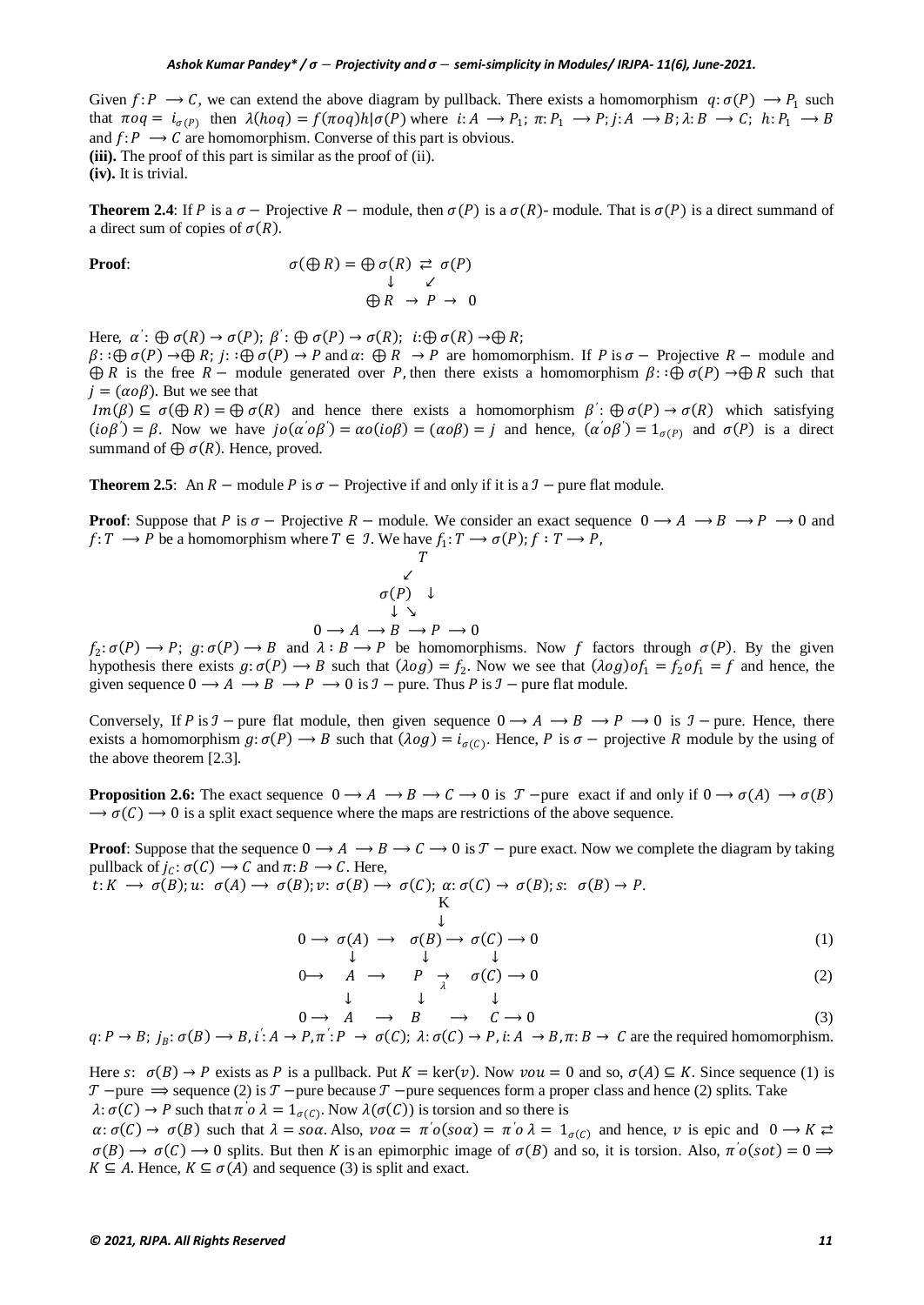Given $f: P \longrightarrow C$, we can extend the above diagram by pullback. There exists a homomorphism $q: \sigma(P) \longrightarrow P_1$ such that $\pi o q = i_{\sigma(P)}$ then $\lambda(h o q) = f(\pi o q)h|\sigma(P)$ where $i: A \longrightarrow P_1$; $\pi: P_1 \longrightarrow P$; $j: A \longrightarrow B$; $\lambda: B \longrightarrow C$; $h: P_1 \longrightarrow B$ and $f: P \longrightarrow C$ are homomorphism. Converse of this part is obvious.

**(iii).** The proof of this part is similar as the proof of (ii).

**(iv).** It is trivial.

**Theorem 2.4**: If $P$ is a $\sigma-$ Projective $R-$ module, then $\sigma(P)$ is a $\sigma(R)$- module. That is $\sigma(P)$ is a direct summand of a direct sum of copies of $\sigma(R)$.

**Proof**:

$$\begin{array}{ccc} \sigma(\bigoplus R) = \bigoplus \sigma(R) & \rightleftarrows & \sigma(P) \\ \downarrow & \swarrow & \\ \bigoplus R & \rightarrow P \rightarrow & 0 \end{array}$$

Here, $\alpha': \bigoplus \sigma(R) \rightarrow \sigma(P)$; $\beta': \bigoplus \sigma(P) \rightarrow \sigma(R)$; $i: \bigoplus \sigma(R) \rightarrow \bigoplus R$;
$\beta: : \bigoplus \sigma(P) \rightarrow \bigoplus R$; $j: : \bigoplus \sigma(P) \rightarrow P$ and $\alpha: \bigoplus R \rightarrow P$ are homomorphism. If $P$ is $\sigma-$ Projective $R-$ module and $\bigoplus R$ is the free $R-$ module generated over $P$, then there exists a homomorphism $\beta: : \bigoplus \sigma(P) \rightarrow \bigoplus R$ such that $j = (\alpha o \beta)$. But we see that
$Im(\beta) \subseteq \sigma(\bigoplus R) = \bigoplus \sigma(R)$ and hence there exists a homomorphism $\beta': \bigoplus \sigma(P) \rightarrow \sigma(R)$ which satisfying $(i o \beta') = \beta$. Now we have $j o(\alpha' o \beta') = \alpha o(i o \beta) = (\alpha o \beta) = j$ and hence, $(\alpha' o \beta') = 1_{\sigma(P)}$ and $\sigma(P)$ is a direct summand of $\bigoplus \sigma(R)$. Hence, proved.

**Theorem 2.5**: An $R-$ module $P$ is $\sigma-$ Projective if and only if it is a $\mathcal{I}-$ pure flat module.

**Proof**: Suppose that $P$ is $\sigma-$ Projective $R-$ module. We consider an exact sequence $0 \longrightarrow A \longrightarrow B \longrightarrow P \longrightarrow 0$ and $f: T \longrightarrow P$ be a homomorphism where $T \in \mathcal{I}$. We have $f_1: T \longrightarrow \sigma(P)$; $f: T \longrightarrow P$,

$$\begin{array}{ccccccccc} & & & & T & & & & \\ & & & \swarrow & & & & & \\ & & & \sigma(P) & \downarrow & & & & \\ & & & \downarrow & \searrow & & & & \\ 0 & \longrightarrow & A & \longrightarrow & B & \longrightarrow & P & \longrightarrow & 0 \end{array}$$

$f_2: \sigma(P) \longrightarrow P$; $g: \sigma(P) \longrightarrow B$ and $\lambda: B \longrightarrow P$ be homomorphisms. Now $f$ factors through $\sigma(P)$. By the given hypothesis there exists $g: \sigma(P) \longrightarrow B$ such that $(\lambda o g) = f_2$. Now we see that $(\lambda o g) o f_1 = f_2 o f_1 = f$ and hence, the given sequence $0 \longrightarrow A \longrightarrow B \longrightarrow P \longrightarrow 0$ is $\mathcal{I}-$ pure. Thus $P$ is $\mathcal{I}-$ pure flat module.

Conversely, If $P$ is $\mathcal{I}-$ pure flat module, then given sequence $0 \longrightarrow A \longrightarrow B \longrightarrow P \longrightarrow 0$ is $\mathcal{I}-$ pure. Hence, there exists a homomorphism $g: \sigma(P) \longrightarrow B$ such that $(\lambda o g) = i_{\sigma(C)}$. Hence, $P$ is $\sigma-$ projective $R$ module by the using of the above theorem [2.3].

**Proposition 2.6:** The exact sequence $0 \longrightarrow A \longrightarrow B \longrightarrow C \longrightarrow 0$ is $\mathcal{T}-$pure exact if and only if $0 \longrightarrow \sigma(A) \longrightarrow \sigma(B) \longrightarrow \sigma(C) \longrightarrow 0$ is a split exact sequence where the maps are restrictions of the above sequence.

**Proof**: Suppose that the sequence $0 \longrightarrow A \longrightarrow B \longrightarrow C \longrightarrow 0$ is $\mathcal{T}-$ pure exact. Now we complete the diagram by taking pullback of $j_C: \sigma(C) \longrightarrow C$ and $\pi: B \longrightarrow C$. Here,
$t: K \longrightarrow \sigma(B)$; $u: \sigma(A) \longrightarrow \sigma(B)$; $v: \sigma(B) \longrightarrow \sigma(C)$; $\alpha: \sigma(C) \rightarrow \sigma(B)$; $s: \sigma(B) \rightarrow P$.

$$\begin{array}{ccccccccc} & & & & K & & & & \\ & & & & \downarrow & & & & \\ 0 & \longrightarrow & \sigma(A) & \longrightarrow & \sigma(B) & \longrightarrow & \sigma(C) & \longrightarrow & 0 \\ & & \downarrow & & \downarrow & & \downarrow & & \\ 0 & \longrightarrow & A & \longrightarrow & P & \underset{\lambda}{\rightarrow} & \sigma(C) & \longrightarrow & 0 \\ & & \downarrow & & \downarrow & & \downarrow & & \\ 0 & \longrightarrow & A & \longrightarrow & B & \longrightarrow & C & \longrightarrow & 0 \end{array} \quad \begin{array}{c} \\ \\ (1) \\ \\ (2) \\ \\ (3) \end{array}$$

$q: P \rightarrow B$; $j_B: \sigma(B) \longrightarrow B$, $i': A \rightarrow P$, $\pi': P \rightarrow \sigma(C)$; $\lambda: \sigma(C) \rightarrow P$, $i: A \rightarrow B$, $\pi: B \rightarrow C$ are the required homomorphism.

Here $s: \sigma(B) \rightarrow P$ exists as $P$ is a pullback. Put $K = \ker(v)$. Now $v o u = 0$ and so, $\sigma(A) \subseteq K$. Since sequence (1) is $\mathcal{T}-$pure $\Longrightarrow$ sequence (2) is $\mathcal{T}-$pure because $\mathcal{T}-$pure sequences form a proper class and hence (2) splits. Take $\lambda: \sigma(C) \rightarrow P$ such that $\pi' o \lambda = 1_{\sigma(C)}$. Now $\lambda(\sigma(C))$ is torsion and so there is
$\alpha: \sigma(C) \rightarrow \sigma(B)$ such that $\lambda = s o \alpha$. Also, $v o \alpha = \pi' o(s o \alpha) = \pi' o \lambda = 1_{\sigma(C)}$ and hence, $v$ is epic and $0 \longrightarrow K \rightleftarrows \sigma(B) \longrightarrow \sigma(C) \longrightarrow 0$ splits. But then $K$ is an epimorphic image of $\sigma(B)$ and so, it is torsion. Also, $\pi' o(s o t) = 0 \Longrightarrow K \subseteq A$. Hence, $K \subseteq \sigma(A)$ and sequence (3) is split and exact.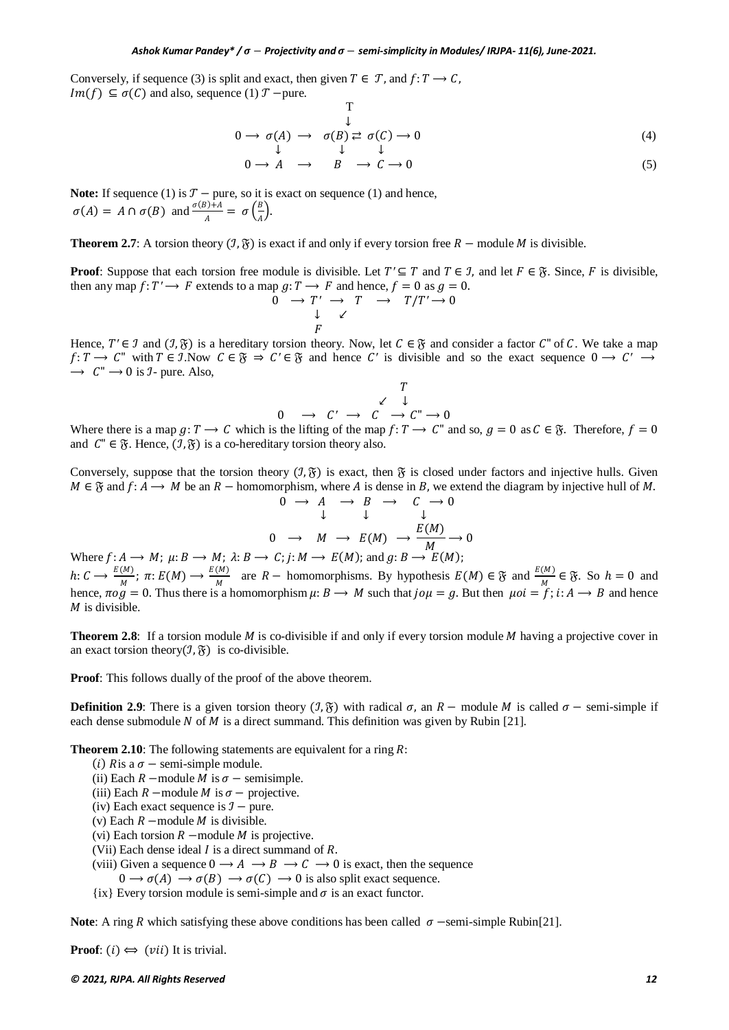Conversely, if sequence (3) is split and exact, then given $T \in \mathcal{T}$, and $f: T \longrightarrow C$, $Im(f) \subseteq \sigma(C)$ and also, sequence (1) $\mathcal{T}$ −pure.

$$\begin{array}{ccccccc} & & & & T & & \\ & & & & \downarrow & & \\ 0 \longrightarrow & \sigma(A) & \longrightarrow & \sigma(B) & \rightleftarrows & \sigma(C) & \longrightarrow 0 \\ & \downarrow & & \downarrow & & \downarrow & \\ 0 \longrightarrow & A & \longrightarrow & B & \longrightarrow & C & \longrightarrow 0 \end{array} \tag{4, 5}$$

**Note:** If sequence (1) is $\mathcal{T}$ − pure, so it is exact on sequence (1) and hence, $\sigma(A) = A \cap \sigma(B)$ and $\frac{\sigma(B)+A}{A} = \sigma\left(\frac{B}{A}\right)$.

**Theorem 2.7**: A torsion theory $(\mathcal{I}, \mathfrak{F})$ is exact if and only if every torsion free $R$ − module $M$ is divisible.

**Proof**: Suppose that each torsion free module is divisible. Let $T' \subseteq T$ and $T \in \mathcal{I}$, and let $F \in \mathfrak{F}$. Since, $F$ is divisible, then any map $f: T' \longrightarrow F$ extends to a map $g: T \longrightarrow F$ and hence, $f = 0$ as $g = 0$.

$$\begin{array}{ccccccc} 0 & \longrightarrow T' & \longrightarrow & T & \longrightarrow & T/T' \longrightarrow 0 \\ & \downarrow & \swarrow & & & \\ & F & & & & \end{array}$$

Hence, $T' \in \mathcal{I}$ and $(\mathcal{I}, \mathfrak{F})$ is a hereditary torsion theory. Now, let $C \in \mathfrak{F}$ and consider a factor $C''$ of $C$. We take a map $f: T \longrightarrow C''$ with $T \in \mathcal{I}$.Now $C \in \mathfrak{F} \Rightarrow C' \in \mathfrak{F}$ and hence $C'$ is divisible and so the exact sequence $0 \longrightarrow C' \longrightarrow \quad \longrightarrow C'' \longrightarrow 0$ is $\mathcal{I}$- pure. Also,

$$\begin{array}{ccccccc} & & & & T & & \\ & & & \swarrow & \downarrow & & \\ 0 & \longrightarrow & C' & \longrightarrow & C & \longrightarrow C'' \longrightarrow 0 \end{array}$$

Where there is a map $g: T \longrightarrow C$ which is the lifting of the map $f: T \longrightarrow C''$ and so, $g = 0$ as $C \in \mathfrak{F}$. Therefore, $f = 0$ and $C'' \in \mathfrak{F}$. Hence, $(\mathcal{I}, \mathfrak{F})$ is a co-hereditary torsion theory also.

Conversely, suppose that the torsion theory $(\mathcal{I}, \mathfrak{F})$ is exact, then $\mathfrak{F}$ is closed under factors and injective hulls. Given $M \in \mathfrak{F}$ and $f: A \longrightarrow M$ be an $R$ − homomorphism, where $A$ is dense in $B$, we extend the diagram by injective hull of $M$.

$$\begin{array}{ccccccc} 0 & \longrightarrow & A & \longrightarrow & B & \longrightarrow & C \longrightarrow 0 \\ & & \downarrow & & \downarrow & & \downarrow \\ 0 & \longrightarrow & M & \longrightarrow & E(M) & \longrightarrow & \dfrac{E(M)}{M} \longrightarrow 0 \end{array}$$

Where $f: A \longrightarrow M$; $\mu: B \longrightarrow M$; $\lambda: B \longrightarrow C$; $j: M \longrightarrow E(M)$; and $g: B \longrightarrow E(M)$; $h: C \longrightarrow \frac{E(M)}{M}$; $\pi: E(M) \longrightarrow \frac{E(M)}{M}$ are $R$ − homomorphisms. By hypothesis $E(M) \in \mathfrak{F}$ and $\frac{E(M)}{M} \in \mathfrak{F}$. So $h = 0$ and hence, $\pi o g = 0$. Thus there is a homomorphism $\mu: B \longrightarrow M$ such that $j o \mu = g$. But then $\mu o i = f$; $i: A \longrightarrow B$ and hence $M$ is divisible.

**Theorem 2.8**: If a torsion module $M$ is co-divisible if and only if every torsion module $M$ having a projective cover in an exact torsion theory$(\mathcal{I}, \mathfrak{F})$ is co-divisible.

**Proof**: This follows dually of the proof of the above theorem.

**Definition 2.9**: There is a given torsion theory $(\mathcal{I}, \mathfrak{F})$ with radical $\sigma$, an $R$ − module $M$ is called $\sigma$ − semi-simple if each dense submodule $N$ of $M$ is a direct summand. This definition was given by Rubin [21].

**Theorem 2.10**: The following statements are equivalent for a ring $R$:

- ($i$) $R$is a $\sigma$ − semi-simple module.
- (ii) Each $R$ −module $M$ is $\sigma$ − semisimple.
- (iii) Each $R$ −module $M$ is $\sigma$ − projective.
- (iv) Each exact sequence is $\mathcal{I}$ − pure.
- (v) Each $R$ −module $M$ is divisible.
- (vi) Each torsion $R$ −module $M$ is projective.
- (Vii) Each dense ideal $I$ is a direct summand of $R$.
- (viii) Given a sequence $0 \longrightarrow A \longrightarrow B \longrightarrow C \longrightarrow 0$ is exact, then the sequence $0 \longrightarrow \sigma(A) \longrightarrow \sigma(B) \longrightarrow \sigma(C) \longrightarrow 0$ is also split exact sequence.
- {ix} Every torsion module is semi-simple and $\sigma$ is an exact functor.

**Note**: A ring $R$ which satisfying these above conditions has been called $\sigma$ −semi-simple Rubin[21].

**Proof**: $(i) \Leftrightarrow (vii)$ It is trivial.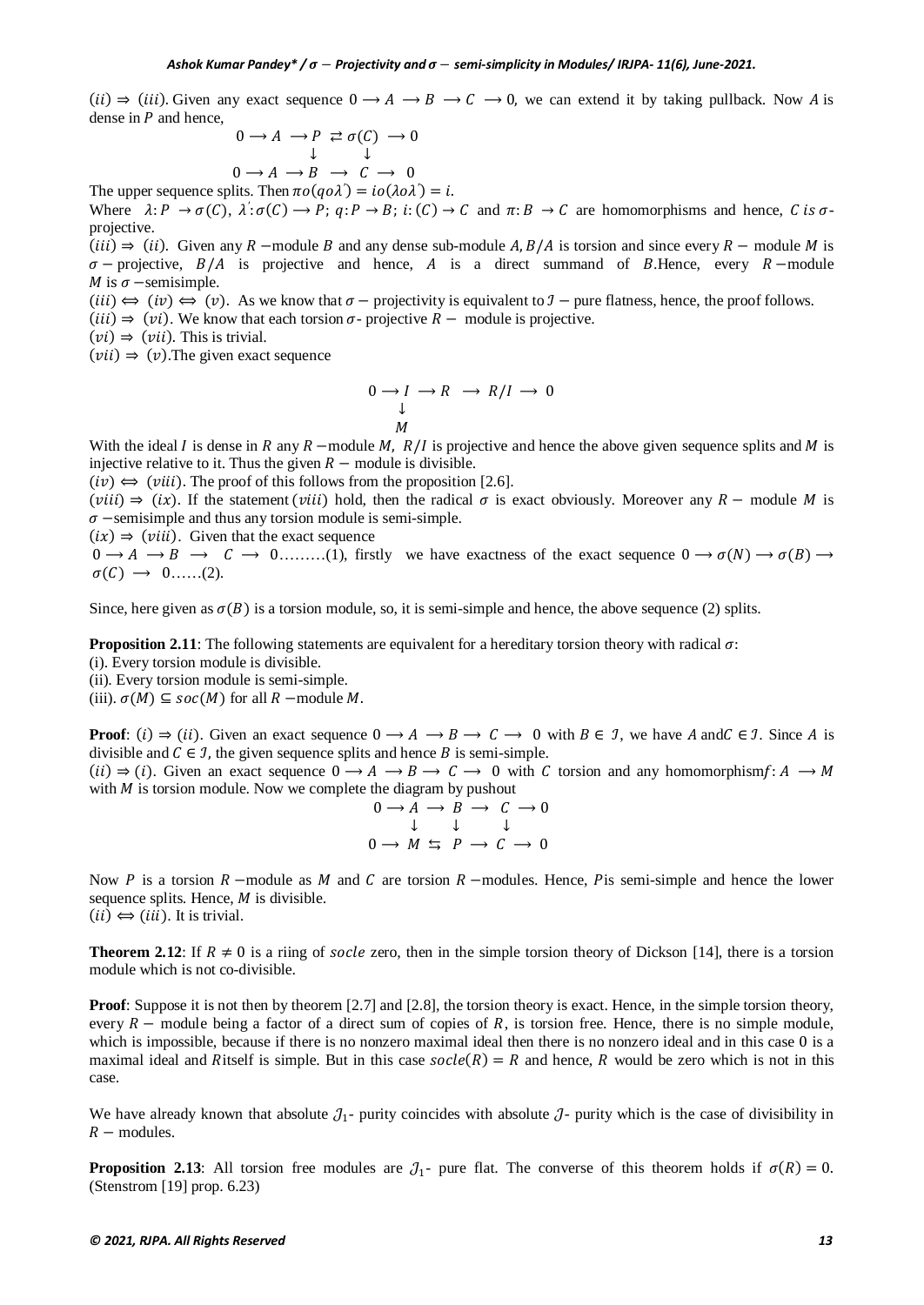$(ii) \Rightarrow (iii)$. Given any exact sequence $0 \longrightarrow A \longrightarrow B \longrightarrow C \longrightarrow 0$, we can extend it by taking pullback. Now $A$ is dense in $P$ and hence,

$$
\begin{array}{ccccccc}
0 \longrightarrow A & \longrightarrow & P & \rightleftarrows & \sigma(C) & \longrightarrow 0 \\
& & \downarrow & & \downarrow & \\
0 \longrightarrow A & \longrightarrow & B & \longrightarrow & C & \longrightarrow 0
\end{array}
$$

The upper sequence splits. Then $\pi o(q o \lambda') = io(\lambda o \lambda') = i$.

Where $\lambda: P \rightarrow \sigma(C)$, $\lambda': \sigma(C) \longrightarrow P$; $q: P \rightarrow B$; $i: (C) \rightarrow C$ and $\pi: B \rightarrow C$ are homomorphisms and hence, $C$ *is* $\sigma$-projective.

$(iii) \Rightarrow (ii)$. Given any $R$ −module $B$ and any dense sub-module $A$, $B/A$ is torsion and since every $R-$ module $M$ is $\sigma-$ projective, $B/A$ is projective and hence, $A$ is a direct summand of $B$. Hence, every $R$ −module $M$ is $\sigma$ −semisimple.

$(iii) \Leftrightarrow (iv) \Leftrightarrow (v)$. As we know that $\sigma-$ projectivity is equivalent to $\mathcal{I}-$ pure flatness, hence, the proof follows.

$(iii) \Rightarrow (vi)$. We know that each torsion $\sigma$- projective $R-$ module is projective.

$(vi) \Rightarrow (vii)$. This is trivial.

$(vii) \Rightarrow (v)$. The given exact sequence

$$
\begin{array}{ccccccc}
0 \longrightarrow & I & \longrightarrow & R & \longrightarrow & R/I & \longrightarrow 0 \\
& \downarrow & & & & & \\
& M & & & & &
\end{array}
$$

With the ideal $I$ is dense in $R$ any $R$ −module $M$, $R/I$ is projective and hence the above given sequence splits and $M$ is injective relative to it. Thus the given $R-$ module is divisible.

$(iv) \Leftrightarrow (viii)$. The proof of this follows from the proposition [2.6].

$(viii) \Rightarrow (ix)$. If the statement $(viii)$ hold, then the radical $\sigma$ is exact obviously. Moreover any $R-$ module $M$ is $\sigma$ −semisimple and thus any torsion module is semi-simple.

$(ix) \Rightarrow (viii)$. Given that the exact sequence

$0 \longrightarrow A \longrightarrow B \longrightarrow C \longrightarrow 0$………(1), firstly we have exactness of the exact sequence $0 \longrightarrow \sigma(N) \longrightarrow \sigma(B) \longrightarrow \sigma(C) \longrightarrow 0$……(2).

Since, here given as $\sigma(B)$ is a torsion module, so, it is semi-simple and hence, the above sequence (2) splits.

**Proposition 2.11**: The following statements are equivalent for a hereditary torsion theory with radical $\sigma$:

(i). Every torsion module is divisible.
(ii). Every torsion module is semi-simple.
(iii). $\sigma(M) \subseteq soc(M)$ for all $R$ −module $M$.

**Proof**: $(i) \Rightarrow (ii)$. Given an exact sequence $0 \longrightarrow A \longrightarrow B \longrightarrow C \longrightarrow 0$ with $B \in \mathcal{I}$, we have $A$ and $C \in \mathcal{I}$. Since $A$ is divisible and $C \in \mathcal{I}$, the given sequence splits and hence $B$ is semi-simple.

$(ii) \Rightarrow (i)$. Given an exact sequence $0 \longrightarrow A \longrightarrow B \longrightarrow C \longrightarrow 0$ with $C$ torsion and any homomorphism $f: A \longrightarrow M$ with $M$ is torsion module. Now we complete the diagram by pushout

$$
\begin{array}{ccccccc}
0 \longrightarrow & A & \longrightarrow & B & \longrightarrow & C & \longrightarrow 0 \\
& \downarrow & & \downarrow & & \downarrow & \\
0 \longrightarrow & M & \leftrightarrows & P & \longrightarrow & C & \longrightarrow 0
\end{array}
$$

Now $P$ is a torsion $R$ −module as $M$ and $C$ are torsion $R$ −modules. Hence, $P$ is semi-simple and hence the lower sequence splits. Hence, $M$ is divisible.

$(ii) \Leftrightarrow (iii)$. It is trivial.

**Theorem 2.12**: If $R \neq 0$ is a riing of *socle* zero, then in the simple torsion theory of Dickson [14], there is a torsion module which is not co-divisible.

**Proof**: Suppose it is not then by theorem [2.7] and [2.8], the torsion theory is exact. Hence, in the simple torsion theory, every $R-$ module being a factor of a direct sum of copies of $R$, is torsion free. Hence, there is no simple module, which is impossible, because if there is no nonzero maximal ideal then there is no nonzero ideal and in this case 0 is a maximal ideal and $R$ itself is simple. But in this case $socle(R) = R$ and hence, $R$ would be zero which is not in this case.

We have already known that absolute $\mathcal{J}_1$- purity coincides with absolute $\mathcal{J}$- purity which is the case of divisibility in $R-$ modules.

**Proposition 2.13**: All torsion free modules are $\mathcal{J}_1$- pure flat. The converse of this theorem holds if $\sigma(R) = 0$. (Stenstrom [19] prop. 6.23)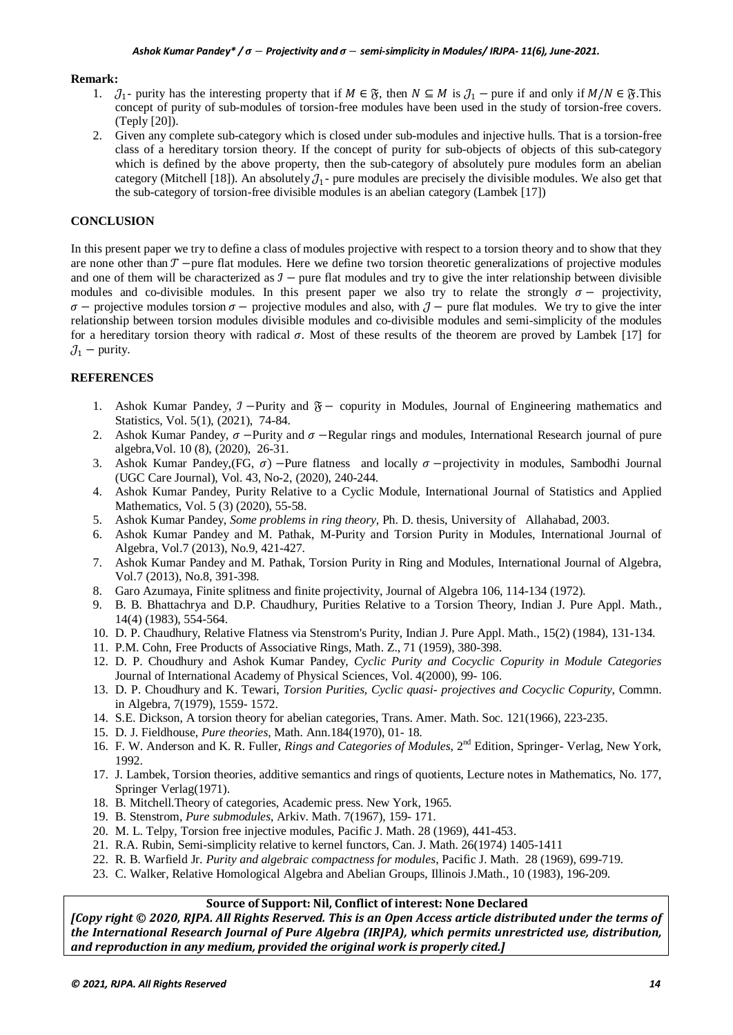**Remark:**

1. $\mathcal{J}_1$- purity has the interesting property that if $M \in \mathfrak{F}$, then $N \subseteq M$ is $\mathcal{J}_1 -$ pure if and only if $M/N \in \mathfrak{F}$.This concept of purity of sub-modules of torsion-free modules have been used in the study of torsion-free covers. (Teply [20]).
2. Given any complete sub-category which is closed under sub-modules and injective hulls. That is a torsion-free class of a hereditary torsion theory. If the concept of purity for sub-objects of objects of this sub-category which is defined by the above property, then the sub-category of absolutely pure modules form an abelian category (Mitchell [18]). An absolutely $\mathcal{J}_1$- pure modules are precisely the divisible modules. We also get that the sub-category of torsion-free divisible modules is an abelian category (Lambek [17])

## CONCLUSION

In this present paper we try to define a class of modules projective with respect to a torsion theory and to show that they are none other than $\mathcal{T}$ −pure flat modules. Here we define two torsion theoretic generalizations of projective modules and one of them will be characterized as $\mathcal{I}$ − pure flat modules and try to give the inter relationship between divisible modules and co-divisible modules. In this present paper we also try to relate the strongly $\sigma$ − projectivity, $\sigma$ − projective modules torsion $\sigma$ − projective modules and also, with $\mathcal{J}$ − pure flat modules. We try to give the inter relationship between torsion modules divisible modules and co-divisible modules and semi-simplicity of the modules for a hereditary torsion theory with radical $\sigma$. Most of these results of the theorem are proved by Lambek [17] for $\mathcal{J}_1$ − purity.

## REFERENCES

1. Ashok Kumar Pandey, $\mathcal{I}$ −Purity and $\mathfrak{F}$− copurity in Modules, Journal of Engineering mathematics and Statistics, Vol. 5(1), (2021), 74-84.
2. Ashok Kumar Pandey, $\sigma$ −Purity and $\sigma$ −Regular rings and modules, International Research journal of pure algebra,Vol. 10 (8), (2020), 26-31.
3. Ashok Kumar Pandey,(FG, $\sigma$) −Pure flatness and locally $\sigma$ −projectivity in modules, Sambodhi Journal (UGC Care Journal), Vol. 43, No-2, (2020), 240-244.
4. Ashok Kumar Pandey, Purity Relative to a Cyclic Module, International Journal of Statistics and Applied Mathematics, Vol. 5 (3) (2020), 55-58.
5. Ashok Kumar Pandey, *Some problems in ring theory*, Ph. D. thesis, University of Allahabad, 2003.
6. Ashok Kumar Pandey and M. Pathak, M-Purity and Torsion Purity in Modules, International Journal of Algebra, Vol.7 (2013), No.9, 421-427.
7. Ashok Kumar Pandey and M. Pathak, Torsion Purity in Ring and Modules, International Journal of Algebra, Vol.7 (2013), No.8, 391-398.
8. Garo Azumaya, Finite splitness and finite projectivity, Journal of Algebra 106, 114-134 (1972).
9. B. B. Bhattachrya and D.P. Chaudhury, Purities Relative to a Torsion Theory, Indian J. Pure Appl. Math., 14(4) (1983), 554-564.
10. D. P. Chaudhury, Relative Flatness via Stenstrom's Purity, Indian J. Pure Appl. Math., 15(2) (1984), 131-134.
11. P.M. Cohn, Free Products of Associative Rings, Math. Z., 71 (1959), 380-398.
12. D. P. Choudhury and Ashok Kumar Pandey, *Cyclic Purity and Cocyclic Copurity in Module Categories* Journal of International Academy of Physical Sciences, Vol. 4(2000), 99- 106.
13. D. P. Choudhury and K. Tewari, *Torsion Purities, Cyclic quasi- projectives and Cocyclic Copurity*, Commn. in Algebra, 7(1979), 1559- 1572.
14. S.E. Dickson, A torsion theory for abelian categories, Trans. Amer. Math. Soc. 121(1966), 223-235.
15. D. J. Fieldhouse, *Pure theories*, Math. Ann.184(1970), 01- 18.
16. F. W. Anderson and K. R. Fuller, *Rings and Categories of Modules*, 2nd Edition, Springer- Verlag, New York, 1992.
17. J. Lambek, Torsion theories, additive semantics and rings of quotients, Lecture notes in Mathematics, No. 177, Springer Verlag(1971).
18. B. Mitchell.Theory of categories, Academic press. New York, 1965.
19. B. Stenstrom, *Pure submodules*, Arkiv. Math. 7(1967), 159- 171.
20. M. L. Telpy, Torsion free injective modules, Pacific J. Math. 28 (1969), 441-453.
21. R.A. Rubin, Semi-simplicity relative to kernel functors, Can. J. Math. 26(1974) 1405-1411
22. R. B. Warfield Jr. *Purity and algebraic compactness for modules*, Pacific J. Math. 28 (1969), 699-719.
23. C. Walker, Relative Homological Algebra and Abelian Groups, Illinois J.Math., 10 (1983), 196-209.

**Source of Support: Nil, Conflict of interest: None Declared**

***[Copy right © 2020, RJPA. All Rights Reserved. This is an Open Access article distributed under the terms of the International Research Journal of Pure Algebra (IRJPA), which permits unrestricted use, distribution, and reproduction in any medium, provided the original work is properly cited.]***